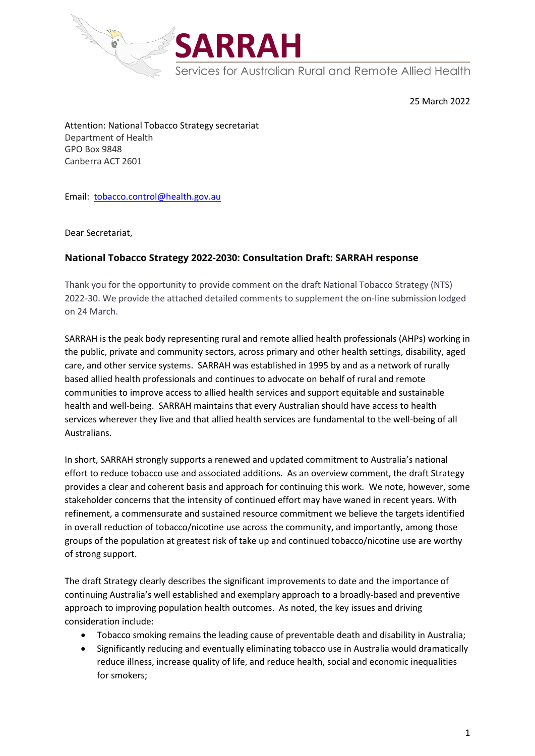SARRAH

Services for Australian Rural and Remote Allied Health

25 March 2022

Attention: National Tobacco Strategy secretariat
Department of Health
GPO Box 9848
Canberra ACT 2601

Email: tobacco.control@health.gov.au

Dear Secretariat,

**National Tobacco Strategy 2022-2030: Consultation Draft: SARRAH response**

Thank you for the opportunity to provide comment on the draft National Tobacco Strategy (NTS) 2022-30. We provide the attached detailed comments to supplement the on-line submission lodged on 24 March.

SARRAH is the peak body representing rural and remote allied health professionals (AHPs) working in the public, private and community sectors, across primary and other health settings, disability, aged care, and other service systems. SARRAH was established in 1995 by and as a network of rurally based allied health professionals and continues to advocate on behalf of rural and remote communities to improve access to allied health services and support equitable and sustainable health and well-being. SARRAH maintains that every Australian should have access to health services wherever they live and that allied health services are fundamental to the well-being of all Australians.

In short, SARRAH strongly supports a renewed and updated commitment to Australia's national effort to reduce tobacco use and associated additions. As an overview comment, the draft Strategy provides a clear and coherent basis and approach for continuing this work. We note, however, some stakeholder concerns that the intensity of continued effort may have waned in recent years. With refinement, a commensurate and sustained resource commitment we believe the targets identified in overall reduction of tobacco/nicotine use across the community, and importantly, among those groups of the population at greatest risk of take up and continued tobacco/nicotine use are worthy of strong support.

The draft Strategy clearly describes the significant improvements to date and the importance of continuing Australia's well established and exemplary approach to a broadly-based and preventive approach to improving population health outcomes. As noted, the key issues and driving consideration include:

- Tobacco smoking remains the leading cause of preventable death and disability in Australia;
- Significantly reducing and eventually eliminating tobacco use in Australia would dramatically reduce illness, increase quality of life, and reduce health, social and economic inequalities for smokers;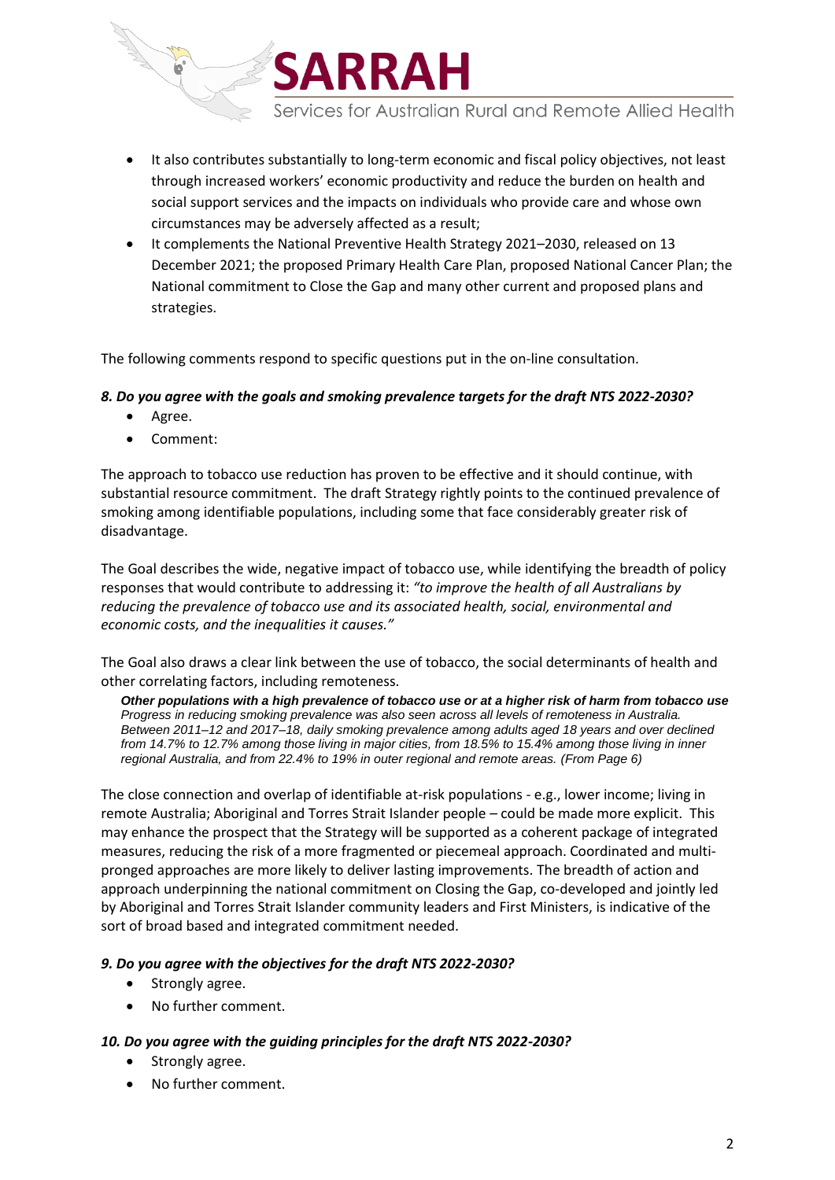- It also contributes substantially to long-term economic and fiscal policy objectives, not least through increased workers' economic productivity and reduce the burden on health and social support services and the impacts on individuals who provide care and whose own circumstances may be adversely affected as a result;
- It complements the National Preventive Health Strategy 2021–2030, released on 13 December 2021; the proposed Primary Health Care Plan, proposed National Cancer Plan; the National commitment to Close the Gap and many other current and proposed plans and strategies.

The following comments respond to specific questions put in the on-line consultation.

***8. Do you agree with the goals and smoking prevalence targets for the draft NTS 2022-2030?***

- Agree.
- Comment:

The approach to tobacco use reduction has proven to be effective and it should continue, with substantial resource commitment. The draft Strategy rightly points to the continued prevalence of smoking among identifiable populations, including some that face considerably greater risk of disadvantage.

The Goal describes the wide, negative impact of tobacco use, while identifying the breadth of policy responses that would contribute to addressing it: *"to improve the health of all Australians by reducing the prevalence of tobacco use and its associated health, social, environmental and economic costs, and the inequalities it causes."*

The Goal also draws a clear link between the use of tobacco, the social determinants of health and other correlating factors, including remoteness.

> ***Other populations with a high prevalence of tobacco use or at a higher risk of harm from tobacco use***
> *Progress in reducing smoking prevalence was also seen across all levels of remoteness in Australia. Between 2011–12 and 2017–18, daily smoking prevalence among adults aged 18 years and over declined from 14.7% to 12.7% among those living in major cities, from 18.5% to 15.4% among those living in inner regional Australia, and from 22.4% to 19% in outer regional and remote areas. (From Page 6)*

The close connection and overlap of identifiable at-risk populations - e.g., lower income; living in remote Australia; Aboriginal and Torres Strait Islander people – could be made more explicit. This may enhance the prospect that the Strategy will be supported as a coherent package of integrated measures, reducing the risk of a more fragmented or piecemeal approach. Coordinated and multi-pronged approaches are more likely to deliver lasting improvements. The breadth of action and approach underpinning the national commitment on Closing the Gap, co-developed and jointly led by Aboriginal and Torres Strait Islander community leaders and First Ministers, is indicative of the sort of broad based and integrated commitment needed.

***9. Do you agree with the objectives for the draft NTS 2022-2030?***

- Strongly agree.
- No further comment.

***10. Do you agree with the guiding principles for the draft NTS 2022-2030?***

- Strongly agree.
- No further comment.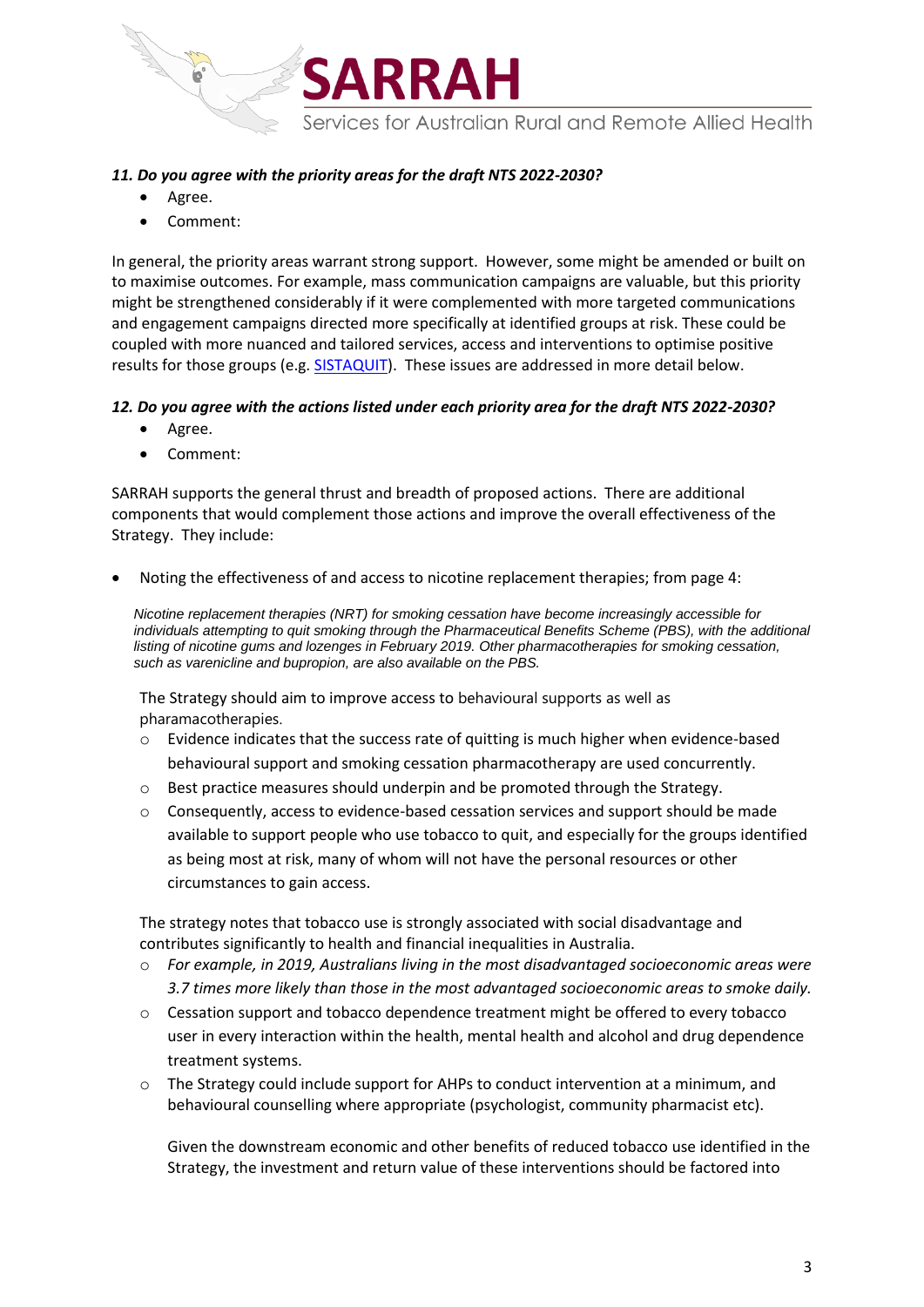***11. Do you agree with the priority areas for the draft NTS 2022-2030?***

- Agree.
- Comment:

In general, the priority areas warrant strong support. However, some might be amended or built on to maximise outcomes. For example, mass communication campaigns are valuable, but this priority might be strengthened considerably if it were complemented with more targeted communications and engagement campaigns directed more specifically at identified groups at risk. These could be coupled with more nuanced and tailored services, access and interventions to optimise positive results for those groups (e.g. SISTAQUIT). These issues are addressed in more detail below.

***12. Do you agree with the actions listed under each priority area for the draft NTS 2022-2030?***

- Agree.
- Comment:

SARRAH supports the general thrust and breadth of proposed actions. There are additional components that would complement those actions and improve the overall effectiveness of the Strategy. They include:

- Noting the effectiveness of and access to nicotine replacement therapies; from page 4:

  *Nicotine replacement therapies (NRT) for smoking cessation have become increasingly accessible for individuals attempting to quit smoking through the Pharmaceutical Benefits Scheme (PBS), with the additional listing of nicotine gums and lozenges in February 2019. Other pharmacotherapies for smoking cessation, such as varenicline and bupropion, are also available on the PBS.*

  The Strategy should aim to improve access to behavioural supports as well as pharamacotherapies.

  - Evidence indicates that the success rate of quitting is much higher when evidence-based behavioural support and smoking cessation pharmacotherapy are used concurrently.
  - Best practice measures should underpin and be promoted through the Strategy.
  - Consequently, access to evidence-based cessation services and support should be made available to support people who use tobacco to quit, and especially for the groups identified as being most at risk, many of whom will not have the personal resources or other circumstances to gain access.

  The strategy notes that tobacco use is strongly associated with social disadvantage and contributes significantly to health and financial inequalities in Australia.

  - *For example, in 2019, Australians living in the most disadvantaged socioeconomic areas were 3.7 times more likely than those in the most advantaged socioeconomic areas to smoke daily.*
  - Cessation support and tobacco dependence treatment might be offered to every tobacco user in every interaction within the health, mental health and alcohol and drug dependence treatment systems.
  - The Strategy could include support for AHPs to conduct intervention at a minimum, and behavioural counselling where appropriate (psychologist, community pharmacist etc).

    Given the downstream economic and other benefits of reduced tobacco use identified in the Strategy, the investment and return value of these interventions should be factored into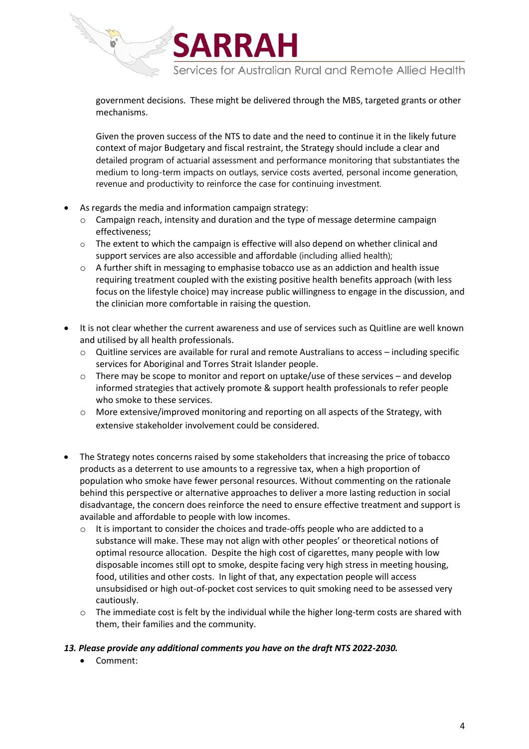government decisions. These might be delivered through the MBS, targeted grants or other mechanisms.

Given the proven success of the NTS to date and the need to continue it in the likely future context of major Budgetary and fiscal restraint, the Strategy should include a clear and detailed program of actuarial assessment and performance monitoring that substantiates the medium to long-term impacts on outlays, service costs averted, personal income generation, revenue and productivity to reinforce the case for continuing investment.

- As regards the media and information campaign strategy:
  - Campaign reach, intensity and duration and the type of message determine campaign effectiveness;
  - The extent to which the campaign is effective will also depend on whether clinical and support services are also accessible and affordable (including allied health);
  - A further shift in messaging to emphasise tobacco use as an addiction and health issue requiring treatment coupled with the existing positive health benefits approach (with less focus on the lifestyle choice) may increase public willingness to engage in the discussion, and the clinician more comfortable in raising the question.

- It is not clear whether the current awareness and use of services such as Quitline are well known and utilised by all health professionals.
  - Quitline services are available for rural and remote Australians to access – including specific services for Aboriginal and Torres Strait Islander people.
  - There may be scope to monitor and report on uptake/use of these services – and develop informed strategies that actively promote & support health professionals to refer people who smoke to these services.
  - More extensive/improved monitoring and reporting on all aspects of the Strategy, with extensive stakeholder involvement could be considered.

- The Strategy notes concerns raised by some stakeholders that increasing the price of tobacco products as a deterrent to use amounts to a regressive tax, when a high proportion of population who smoke have fewer personal resources. Without commenting on the rationale behind this perspective or alternative approaches to deliver a more lasting reduction in social disadvantage, the concern does reinforce the need to ensure effective treatment and support is available and affordable to people with low incomes.
  - It is important to consider the choices and trade-offs people who are addicted to a substance will make. These may not align with other peoples' or theoretical notions of optimal resource allocation. Despite the high cost of cigarettes, many people with low disposable incomes still opt to smoke, despite facing very high stress in meeting housing, food, utilities and other costs. In light of that, any expectation people will access unsubsidised or high out-of-pocket cost services to quit smoking need to be assessed very cautiously.
  - The immediate cost is felt by the individual while the higher long-term costs are shared with them, their families and the community.

***13. Please provide any additional comments you have on the draft NTS 2022-2030.***

- Comment: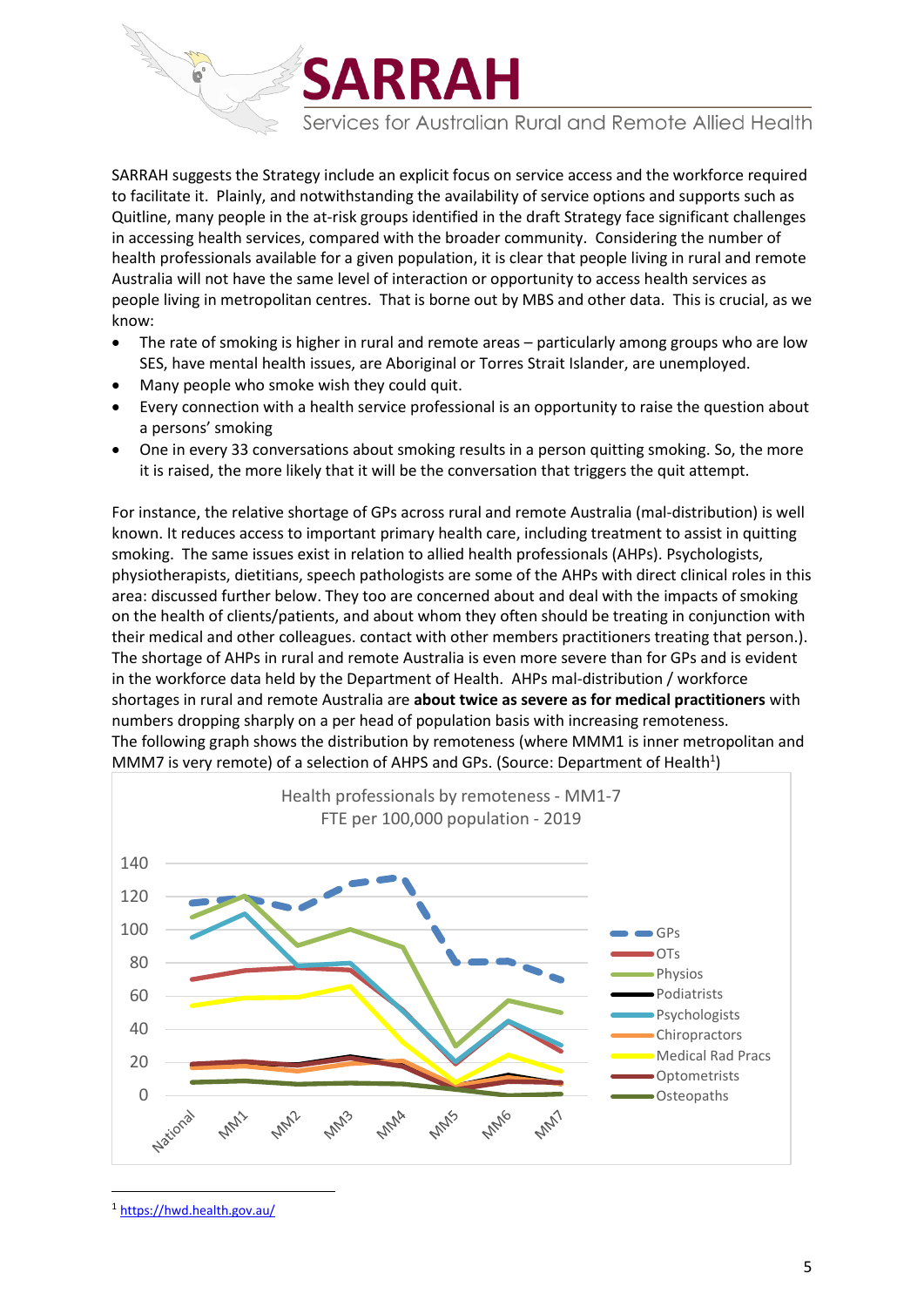SARRAH suggests the Strategy include an explicit focus on service access and the workforce required to facilitate it. Plainly, and notwithstanding the availability of service options and supports such as Quitline, many people in the at-risk groups identified in the draft Strategy face significant challenges in accessing health services, compared with the broader community. Considering the number of health professionals available for a given population, it is clear that people living in rural and remote Australia will not have the same level of interaction or opportunity to access health services as people living in metropolitan centres. That is borne out by MBS and other data. This is crucial, as we know:

- The rate of smoking is higher in rural and remote areas – particularly among groups who are low SES, have mental health issues, are Aboriginal or Torres Strait Islander, are unemployed.
- Many people who smoke wish they could quit.
- Every connection with a health service professional is an opportunity to raise the question about a persons' smoking
- One in every 33 conversations about smoking results in a person quitting smoking. So, the more it is raised, the more likely that it will be the conversation that triggers the quit attempt.

For instance, the relative shortage of GPs across rural and remote Australia (mal-distribution) is well known. It reduces access to important primary health care, including treatment to assist in quitting smoking. The same issues exist in relation to allied health professionals (AHPs). Psychologists, physiotherapists, dietitians, speech pathologists are some of the AHPs with direct clinical roles in this area: discussed further below. They too are concerned about and deal with the impacts of smoking on the health of clients/patients, and about whom they often should be treating in conjunction with their medical and other colleagues. contact with other members practitioners treating that person.). The shortage of AHPs in rural and remote Australia is even more severe than for GPs and is evident in the workforce data held by the Department of Health. AHPs mal-distribution / workforce shortages in rural and remote Australia are **about twice as severe as for medical practitioners** with numbers dropping sharply on a per head of population basis with increasing remoteness.

The following graph shows the distribution by remoteness (where MMM1 is inner metropolitan and MMM7 is very remote) of a selection of AHPS and GPs. (Source: Department of Health[1])

Health professionals by remoteness - MM1-7
FTE per 100,000 population - 2019

---

[1] https://hwd.health.gov.au/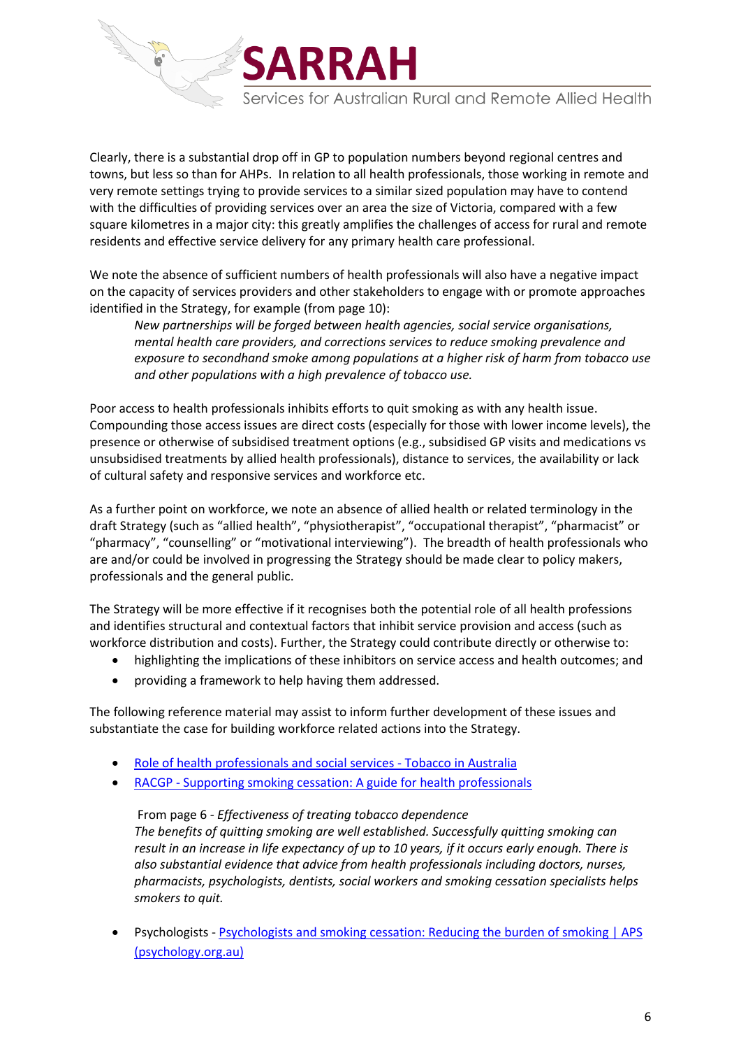Clearly, there is a substantial drop off in GP to population numbers beyond regional centres and towns, but less so than for AHPs. In relation to all health professionals, those working in remote and very remote settings trying to provide services to a similar sized population may have to contend with the difficulties of providing services over an area the size of Victoria, compared with a few square kilometres in a major city: this greatly amplifies the challenges of access for rural and remote residents and effective service delivery for any primary health care professional.

We note the absence of sufficient numbers of health professionals will also have a negative impact on the capacity of services providers and other stakeholders to engage with or promote approaches identified in the Strategy, for example (from page 10):

> *New partnerships will be forged between health agencies, social service organisations, mental health care providers, and corrections services to reduce smoking prevalence and exposure to secondhand smoke among populations at a higher risk of harm from tobacco use and other populations with a high prevalence of tobacco use.*

Poor access to health professionals inhibits efforts to quit smoking as with any health issue. Compounding those access issues are direct costs (especially for those with lower income levels), the presence or otherwise of subsidised treatment options (e.g., subsidised GP visits and medications vs unsubsidised treatments by allied health professionals), distance to services, the availability or lack of cultural safety and responsive services and workforce etc.

As a further point on workforce, we note an absence of allied health or related terminology in the draft Strategy (such as "allied health", "physiotherapist", "occupational therapist", "pharmacist" or "pharmacy", "counselling" or "motivational interviewing"). The breadth of health professionals who are and/or could be involved in progressing the Strategy should be made clear to policy makers, professionals and the general public.

The Strategy will be more effective if it recognises both the potential role of all health professions and identifies structural and contextual factors that inhibit service provision and access (such as workforce distribution and costs). Further, the Strategy could contribute directly or otherwise to:

- highlighting the implications of these inhibitors on service access and health outcomes; and
- providing a framework to help having them addressed.

The following reference material may assist to inform further development of these issues and substantiate the case for building workforce related actions into the Strategy.

- [Role of health professionals and social services - Tobacco in Australia]
- [RACGP - Supporting smoking cessation: A guide for health professionals]

  From page 6 - *Effectiveness of treating tobacco dependence*
  *The benefits of quitting smoking are well established. Successfully quitting smoking can result in an increase in life expectancy of up to 10 years, if it occurs early enough. There is also substantial evidence that advice from health professionals including doctors, nurses, pharmacists, psychologists, dentists, social workers and smoking cessation specialists helps smokers to quit.*

- Psychologists - [Psychologists and smoking cessation: Reducing the burden of smoking | APS (psychology.org.au)]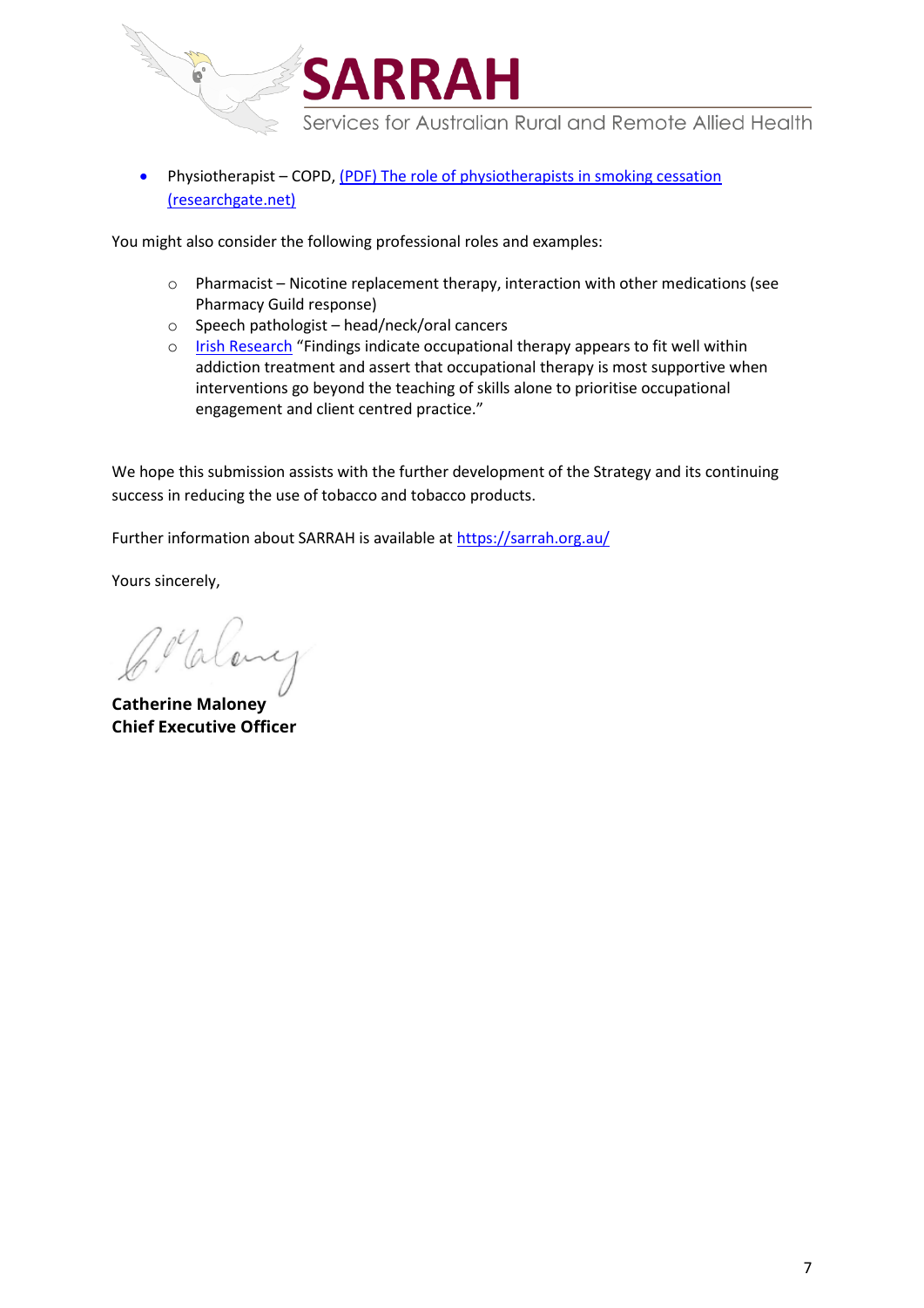- Physiotherapist – COPD, [(PDF) The role of physiotherapists in smoking cessation (researchgate.net)]

You might also consider the following professional roles and examples:

  - Pharmacist – Nicotine replacement therapy, interaction with other medications (see Pharmacy Guild response)
  - Speech pathologist – head/neck/oral cancers
  - Irish Research "Findings indicate occupational therapy appears to fit well within addiction treatment and assert that occupational therapy is most supportive when interventions go beyond the teaching of skills alone to prioritise occupational engagement and client centred practice."

We hope this submission assists with the further development of the Strategy and its continuing success in reducing the use of tobacco and tobacco products.

Further information about SARRAH is available at https://sarrah.org.au/

Yours sincerely,

**Catherine Maloney**
**Chief Executive Officer**